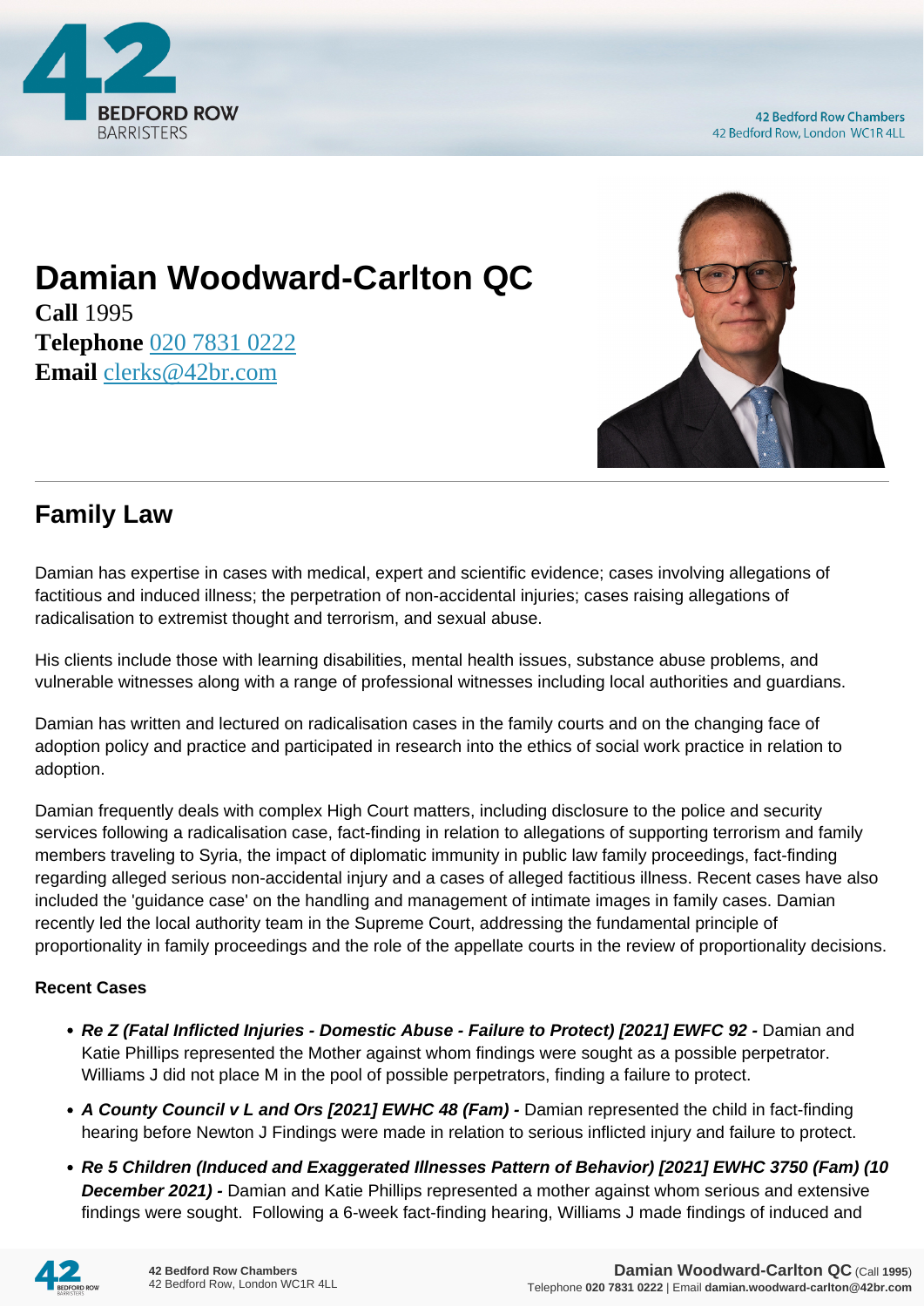# Damian Woodward-Carlton QC

**Call** 1995
**Telephone** 020 7831 0222
**Email** clerks@42br.com

## Family Law

Damian has expertise in cases with medical, expert and scientific evidence; cases involving allegations of factitious and induced illness; the perpetration of non-accidental injuries; cases raising allegations of radicalisation to extremist thought and terrorism, and sexual abuse.

His clients include those with learning disabilities, mental health issues, substance abuse problems, and vulnerable witnesses along with a range of professional witnesses including local authorities and guardians.

Damian has written and lectured on radicalisation cases in the family courts and on the changing face of adoption policy and practice and participated in research into the ethics of social work practice in relation to adoption.

Damian frequently deals with complex High Court matters, including disclosure to the police and security services following a radicalisation case, fact-finding in relation to allegations of supporting terrorism and family members traveling to Syria, the impact of diplomatic immunity in public law family proceedings, fact-finding regarding alleged serious non-accidental injury and a cases of alleged factitious illness. Recent cases have also included the 'guidance case' on the handling and management of intimate images in family cases. Damian recently led the local authority team in the Supreme Court, addressing the fundamental principle of proportionality in family proceedings and the role of the appellate courts in the review of proportionality decisions.

**Recent Cases**

- ***Re Z (Fatal Inflicted Injuries - Domestic Abuse - Failure to Protect) [2021] EWFC 92 -*** Damian and Katie Phillips represented the Mother against whom findings were sought as a possible perpetrator. Williams J did not place M in the pool of possible perpetrators, finding a failure to protect.
- ***A County Council v L and Ors [2021] EWHC 48 (Fam) -*** Damian represented the child in fact-finding hearing before Newton J Findings were made in relation to serious inflicted injury and failure to protect.
- ***Re 5 Children (Induced and Exaggerated Illnesses Pattern of Behavior) [2021] EWHC 3750 (Fam) (10 December 2021) -*** Damian and Katie Phillips represented a mother against whom serious and extensive findings were sought. Following a 6-week fact-finding hearing, Williams J made findings of induced and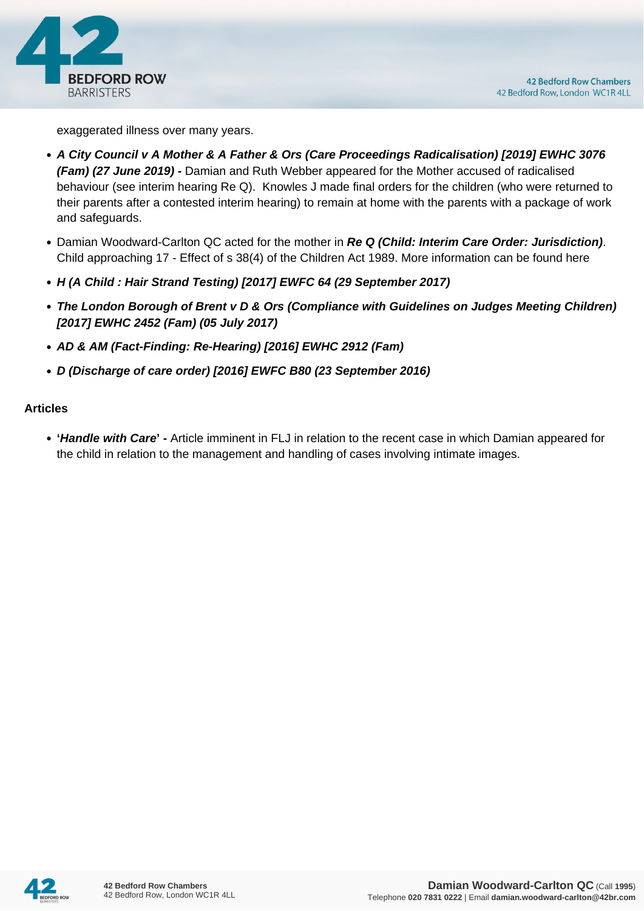exaggerated illness over many years.

- ***A City Council v A Mother & A Father & Ors (Care Proceedings Radicalisation) [2019] EWHC 3076 (Fam) (27 June 2019)* -** Damian and Ruth Webber appeared for the Mother accused of radicalised behaviour (see interim hearing Re Q). Knowles J made final orders for the children (who were returned to their parents after a contested interim hearing) to remain at home with the parents with a package of work and safeguards.
- Damian Woodward-Carlton QC acted for the mother in ***Re Q (Child: Interim Care Order: Jurisdiction)***. Child approaching 17 - Effect of s 38(4) of the Children Act 1989. More information can be found here
- ***H (A Child : Hair Strand Testing) [2017] EWFC 64 (29 September 2017)***
- ***The London Borough of Brent v D & Ors (Compliance with Guidelines on Judges Meeting Children) [2017] EWHC 2452 (Fam) (05 July 2017)***
- ***AD & AM (Fact-Finding: Re-Hearing) [2016] EWHC 2912 (Fam)***
- ***D (Discharge of care order) [2016] EWFC B80 (23 September 2016)***

### Articles

- **'*Handle with Care*' -** Article imminent in FLJ in relation to the recent case in which Damian appeared for the child in relation to the management and handling of cases involving intimate images.